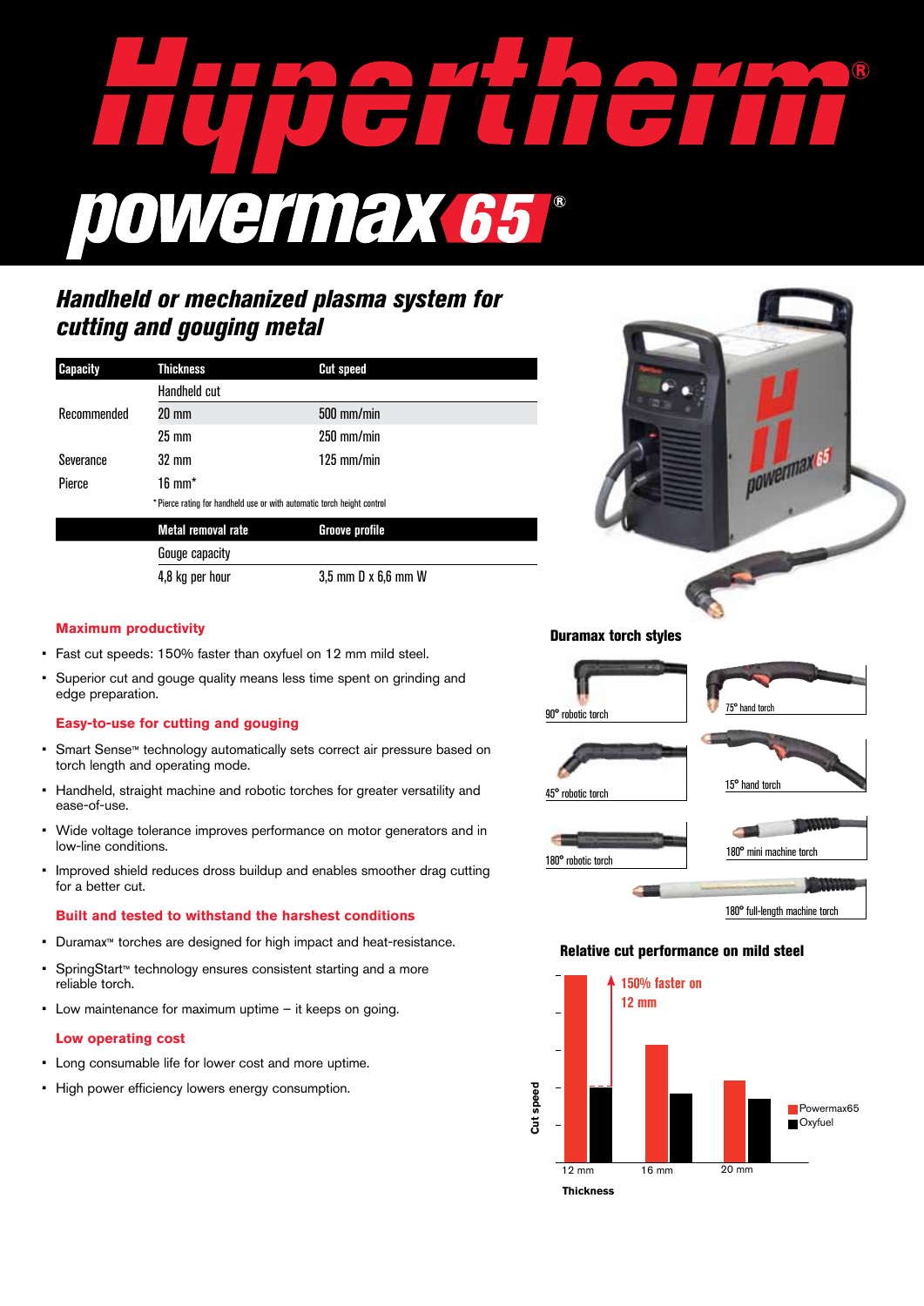# Hypertherm® powermax65®

## Handheld or mechanized plasma system for cutting and gouging metal

| Capacity | Thickness | Cut speed |
|---|---|---|
| | Handheld cut | |
| Recommended | 20 mm | 500 mm/min |
| | 25 mm | 250 mm/min |
| Severance | 32 mm | 125 mm/min |
| Pierce | 16 mm* | |

\* Pierce rating for handheld use or with automatic torch height control

| | Metal removal rate | Groove profile |
|---|---|---|
| | Gouge capacity | |
| | 4,8 kg per hour | 3,5 mm D x 6,6 mm W |

### Maximum productivity

- Fast cut speeds: 150% faster than oxyfuel on 12 mm mild steel.
- Superior cut and gouge quality means less time spent on grinding and edge preparation.

### Easy-to-use for cutting and gouging

- Smart Sense™ technology automatically sets correct air pressure based on torch length and operating mode.
- Handheld, straight machine and robotic torches for greater versatility and ease-of-use.
- Wide voltage tolerance improves performance on motor generators and in low-line conditions.
- Improved shield reduces dross buildup and enables smoother drag cutting for a better cut.

### Built and tested to withstand the harshest conditions

- Duramax™ torches are designed for high impact and heat-resistance.
- SpringStart™ technology ensures consistent starting and a more reliable torch.
- Low maintenance for maximum uptime – it keeps on going.

### Low operating cost

- Long consumable life for lower cost and more uptime.
- High power efficiency lowers energy consumption.

### Duramax torch styles

90° robotic torch

75° hand torch

45° robotic torch

15° hand torch

180° robotic torch

180° mini machine torch

180° full-length machine torch

### Relative cut performance on mild steel

150% faster on 12 mm

Cut speed

12 mm, 16 mm, 20 mm

Thickness

Powermax65

Oxyfuel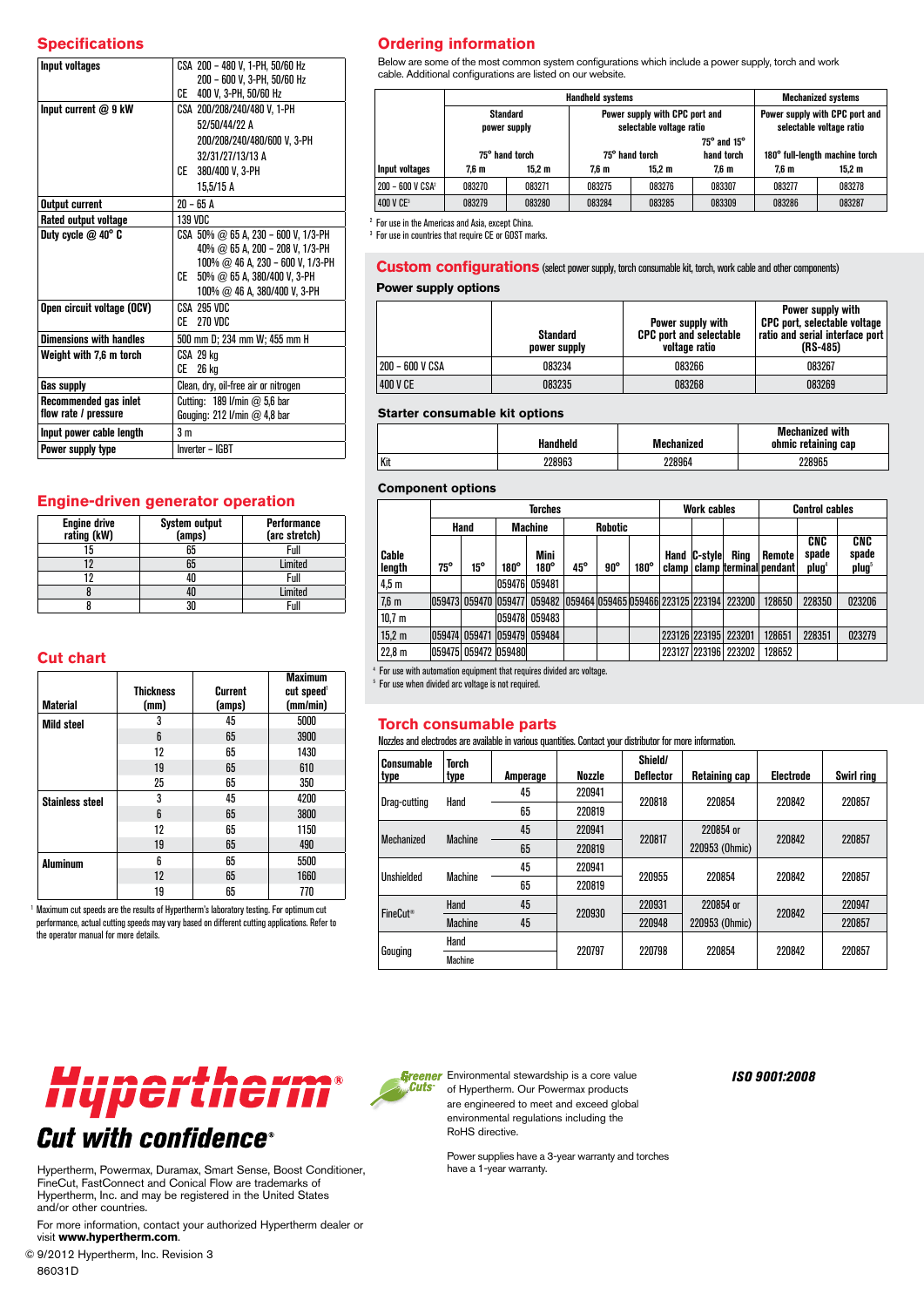## Specifications

| | |
|---|---|
| **Input voltages** | CSA 200 – 480 V, 1-PH, 50/60 Hz<br>200 – 600 V, 3-PH, 50/60 Hz<br>CE 400 V, 3-PH, 50/60 Hz |
| **Input current @ 9 kW** | CSA 200/208/240/480 V, 1-PH<br>52/50/44/22 A<br>200/208/240/480/600 V, 3-PH<br>32/31/27/13/13 A<br>CE 380/400 V, 3-PH<br>15,5/15 A |
| **Output current** | 20 – 65 A |
| **Rated output voltage** | 139 VDC |
| **Duty cycle @ 40° C** | CSA 50% @ 65 A, 230 – 600 V, 1/3-PH<br>40% @ 65 A, 200 – 208 V, 1/3-PH<br>100% @ 46 A, 230 – 600 V, 1/3-PH<br>CE 50% @ 65 A, 380/400 V, 3-PH<br>100% @ 46 A, 380/400 V, 3-PH |
| **Open circuit voltage (OCV)** | CSA 295 VDC<br>CE 270 VDC |
| **Dimensions with handles** | 500 mm D; 234 mm W; 455 mm H |
| **Weight with 7,6 m torch** | CSA 29 kg<br>CE 26 kg |
| **Gas supply** | Clean, dry, oil-free air or nitrogen |
| **Recommended gas inlet flow rate / pressure** | Cutting: 189 l/min @ 5,6 bar<br>Gouging: 212 l/min @ 4,8 bar |
| **Input power cable length** | 3 m |
| **Power supply type** | Inverter – IGBT |

## Engine-driven generator operation

| Engine drive rating (kW) | System output (amps) | Performance (arc stretch) |
|---|---|---|
| 15 | 65 | Full |
| 12 | 65 | Limited |
| 12 | 40 | Full |
| 8 | 40 | Limited |
| 8 | 30 | Full |

## Cut chart

| Material | Thickness (mm) | Current (amps) | Maximum cut speed[1] (mm/min) |
|---|---|---|---|
| Mild steel | 3 | 45 | 5000 |
| | 6 | 65 | 3900 |
| | 12 | 65 | 1430 |
| | 19 | 65 | 610 |
| | 25 | 65 | 350 |
| Stainless steel | 3 | 45 | 4200 |
| | 6 | 65 | 3800 |
| | 12 | 65 | 1150 |
| | 19 | 65 | 490 |
| Aluminum | 6 | 65 | 5500 |
| | 12 | 65 | 1660 |
| | 19 | 65 | 770 |

[1] Maximum cut speeds are the results of Hypertherm's laboratory testing. For optimum cut performance, actual cutting speeds may vary based on different cutting applications. Refer to the operator manual for more details.

## Ordering information

Below are some of the most common system configurations which include a power supply, torch and work cable. Additional configurations are listed on our website.

| | Handheld systems | | | | | Mechanized systems | |
|---|---|---|---|---|---|---|---|
| | Standard power supply | | Power supply with CPC port and selectable voltage ratio | | | Power supply with CPC port and selectable voltage ratio | |
| | 75° hand torch | | 75° hand torch | | 75° and 15° hand torch | 180° full-length machine torch | |
| Input voltages | 7,6 m | 15,2 m | 7,6 m | 15,2 m | 7,6 m | 7,6 m | 15,2 m |
| 200 – 600 V CSA[2] | 083270 | 083271 | 083275 | 083276 | 083307 | 083277 | 083278 |
| 400 V CE[3] | 083279 | 083280 | 083284 | 083285 | 083309 | 083286 | 083287 |

[2] For use in the Americas and Asia, except China.
[3] For use in countries that require CE or GOST marks.

## Custom configurations (select power supply, torch consumable kit, torch, work cable and other components)

### Power supply options

| | Standard power supply | Power supply with CPC port and selectable voltage ratio | Power supply with CPC port, selectable voltage ratio and serial interface port (RS-485) |
|---|---|---|---|
| 200 – 600 V CSA | 083234 | 083266 | 083267 |
| 400 V CE | 083235 | 083268 | 083269 |

### Starter consumable kit options

| | Handheld | Mechanized | Mechanized with ohmic retaining cap |
|---|---|---|---|
| Kit | 228963 | 228964 | 228965 |

### Component options

| | Torches | | | | | | | Work cables | | | Control cables | | |
|---|---|---|---|---|---|---|---|---|---|---|---|---|---|
| | Hand | | Machine | | Robotic | | | | | | | | |
| Cable length | 75° | 15° | 180° | Mini 180° | 45° | 90° | 180° | Hand clamp | C-style clamp | Ring terminal | Remote pendant | CNC spade plug[4] | CNC spade plug[5] |
| 4,5 m | | | 059476 | 059481 | | | | | | | | | |
| 7,6 m | 059473 | 059470 | 059477 | 059482 | 059464 | 059465 | 059466 | 223125 | 223194 | 223200 | 128650 | 228350 | 023206 |
| 10,7 m | | | 059478 | 059483 | | | | | | | | | |
| 15,2 m | 059474 | 059471 | 059479 | 059484 | | | | 223126 | 223195 | 223201 | 128651 | 228351 | 023279 |
| 22,8 m | 059475 | 059472 | 059480 | | | | | 223127 | 223196 | 223202 | 128652 | | |

[4] For use with automation equipment that requires divided arc voltage.
[5] For use when divided arc voltage is not required.

## Torch consumable parts

Nozzles and electrodes are available in various quantities. Contact your distributor for more information.

| Consumable type | Torch type | Amperage | Nozzle | Shield/ Deflector | Retaining cap | Electrode | Swirl ring |
|---|---|---|---|---|---|---|---|
| Drag-cutting | Hand | 45 | 220941 | 220818 | 220854 | 220842 | 220857 |
| | | 65 | 220819 | | | | |
| Mechanized | Machine | 45 | 220941 | 220817 | 220854 or 220953 (Ohmic) | 220842 | 220857 |
| | | 65 | 220819 | | | | |
| Unshielded | Machine | 45 | 220941 | 220955 | 220854 | 220842 | 220857 |
| | | 65 | 220819 | | | | |
| FineCut® | Hand | 45 | 220930 | 220931 | 220854 or 220953 (Ohmic) | 220842 | 220947 |
| | Machine | 45 | | 220948 | | | 220857 |
| Gouging | Hand | | 220797 | 220798 | 220854 | 220842 | 220857 |
| | Machine | | | | | | |

**Hypertherm®**

***Cut with confidence®***

Hypertherm, Powermax, Duramax, Smart Sense, Boost Conditioner, FineCut, FastConnect and Conical Flow are trademarks of Hypertherm, Inc. and may be registered in the United States and/or other countries.

For more information, contact your authorized Hypertherm dealer or visit **www.hypertherm.com**.

© 9/2012 Hypertherm, Inc. Revision 3
86031D

Greener Cuts

Environmental stewardship is a core value of Hypertherm. Our Powermax products are engineered to meet and exceed global environmental regulations including the RoHS directive.

Power supplies have a 3-year warranty and torches have a 1-year warranty.

***ISO 9001:2008***